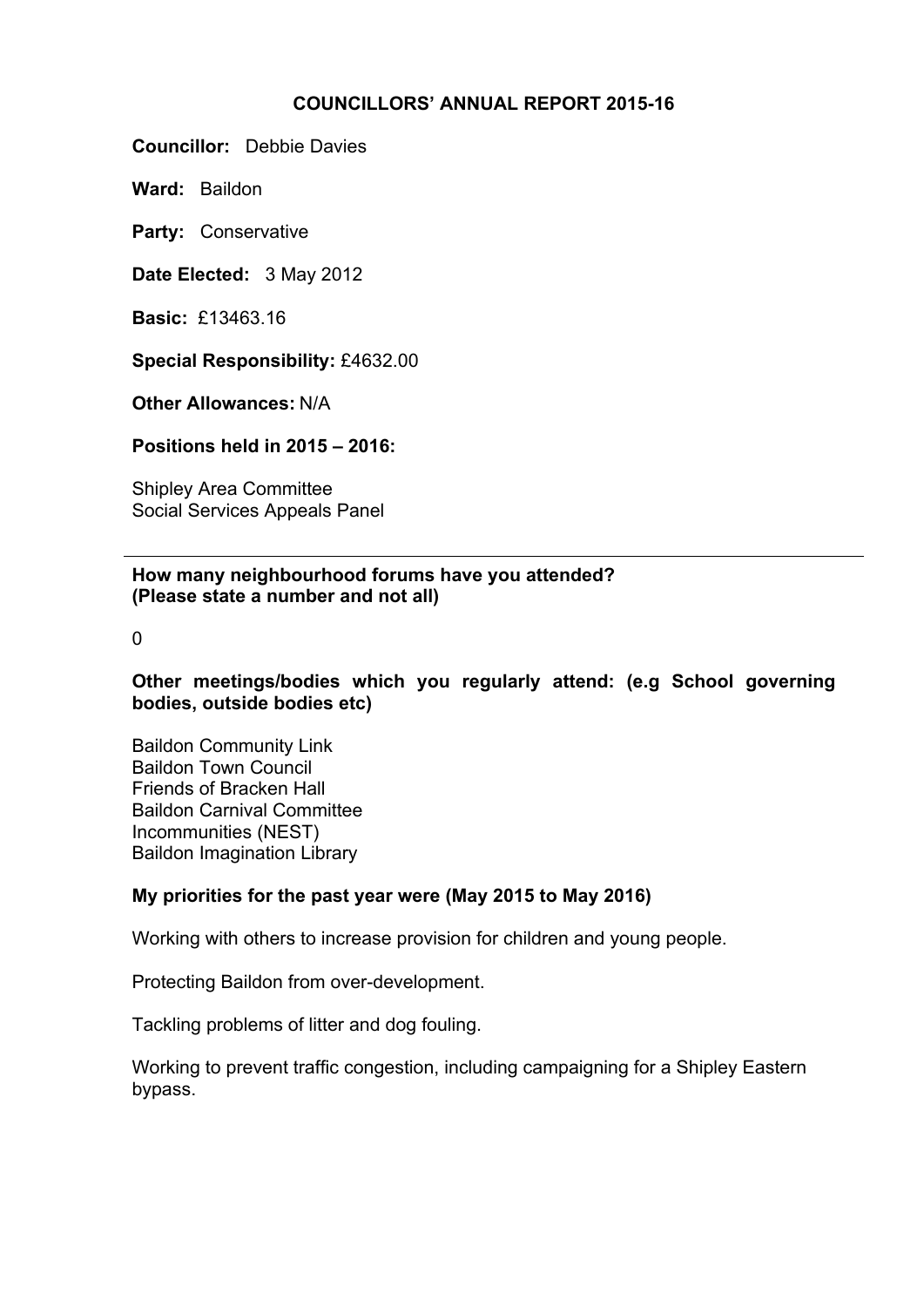# COUNCILLORS' ANNUAL REPORT 2015-16

**Councillor:** Debbie Davies

**Ward:** Baildon

**Party:** Conservative

**Date Elected:** 3 May 2012

**Basic:** £13463.16

**Special Responsibility:** £4632.00

**Other Allowances:** N/A

**Positions held in 2015 – 2016:**

Shipley Area Committee
Social Services Appeals Panel

---

**How many neighbourhood forums have you attended? (Please state a number and not all)**

0

**Other meetings/bodies which you regularly attend: (e.g School governing bodies, outside bodies etc)**

Baildon Community Link
Baildon Town Council
Friends of Bracken Hall
Baildon Carnival Committee
Incommunities (NEST)
Baildon Imagination Library

**My priorities for the past year were (May 2015 to May 2016)**

Working with others to increase provision for children and young people.

Protecting Baildon from over-development.

Tackling problems of litter and dog fouling.

Working to prevent traffic congestion, including campaigning for a Shipley Eastern bypass.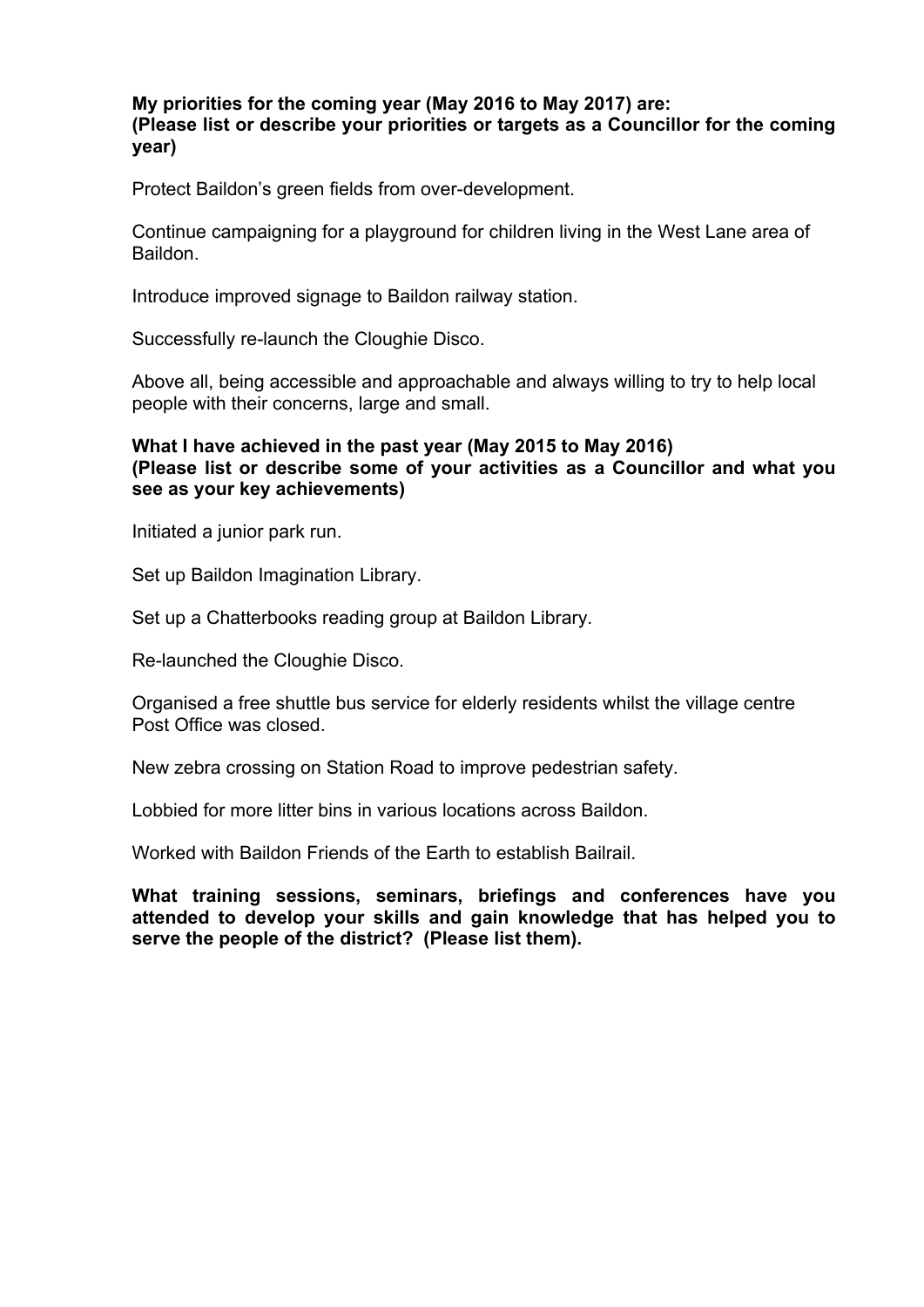**My priorities for the coming year (May 2016 to May 2017) are:**
**(Please list or describe your priorities or targets as a Councillor for the coming year)**

Protect Baildon's green fields from over-development.

Continue campaigning for a playground for children living in the West Lane area of Baildon.

Introduce improved signage to Baildon railway station.

Successfully re-launch the Cloughie Disco.

Above all, being accessible and approachable and always willing to try to help local people with their concerns, large and small.

**What I have achieved in the past year (May 2015 to May 2016)**
**(Please list or describe some of your activities as a Councillor and what you see as your key achievements)**

Initiated a junior park run.

Set up Baildon Imagination Library.

Set up a Chatterbooks reading group at Baildon Library.

Re-launched the Cloughie Disco.

Organised a free shuttle bus service for elderly residents whilst the village centre Post Office was closed.

New zebra crossing on Station Road to improve pedestrian safety.

Lobbied for more litter bins in various locations across Baildon.

Worked with Baildon Friends of the Earth to establish Bailrail.

**What training sessions, seminars, briefings and conferences have you attended to develop your skills and gain knowledge that has helped you to serve the people of the district? (Please list them).**